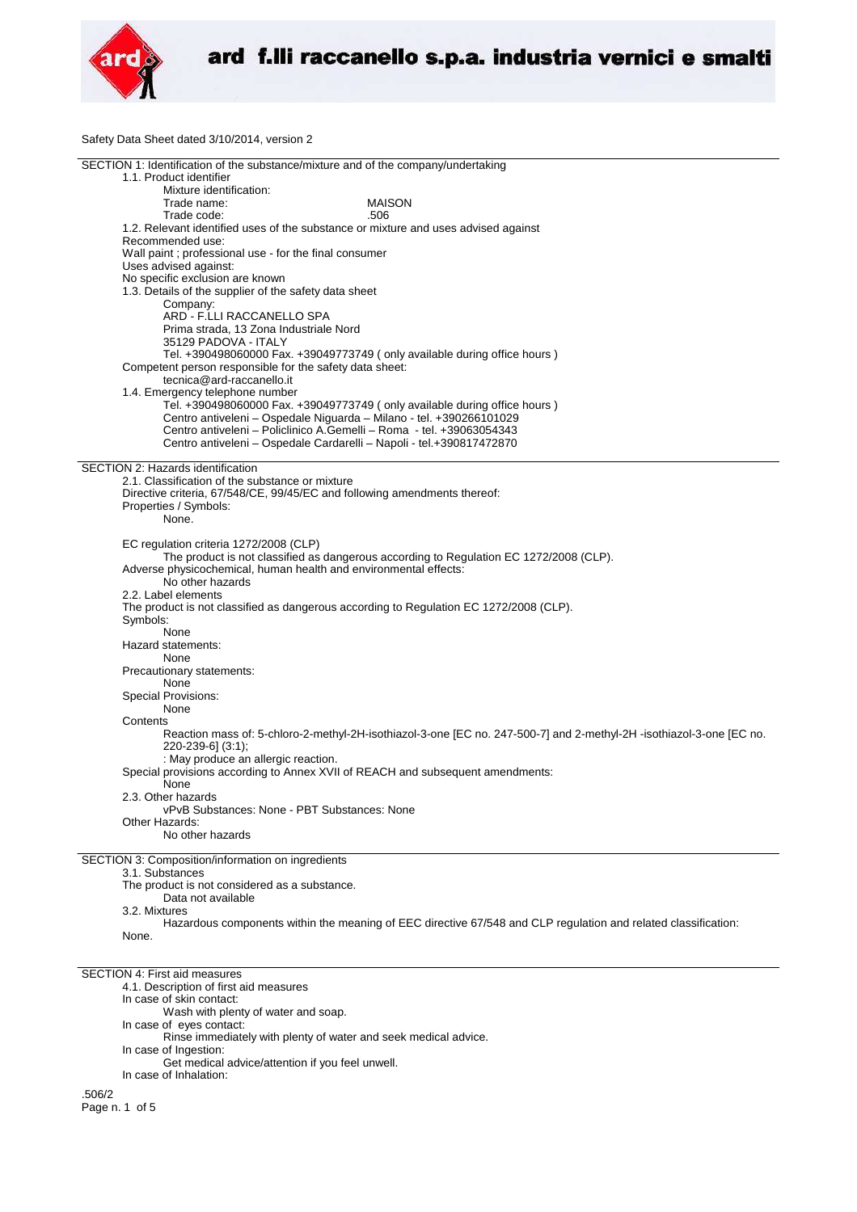# ard f.lli raccanello s.p.a. industria vernici e smalti

Safety Data Sheet dated 3/10/2014, version 2

## SECTION 1: Identification of the substance/mixture and of the company/undertaking

1.1. Product identifier

Mixture identification:

Trade name: MAISON

Trade code: .506

1.2. Relevant identified uses of the substance or mixture and uses advised against

Recommended use:

Wall paint ; professional use - for the final consumer

Uses advised against:

No specific exclusion are known

1.3. Details of the supplier of the safety data sheet

Company:

ARD - F.LLI RACCANELLO SPA
Prima strada, 13 Zona Industriale Nord
35129 PADOVA - ITALY
Tel. +390498060000 Fax. +39049773749 ( only available during office hours )

Competent person responsible for the safety data sheet:

tecnica@ard-raccanello.it

1.4. Emergency telephone number

Tel. +390498060000 Fax. +39049773749 ( only available during office hours )
Centro antiveleni – Ospedale Niguarda – Milano - tel. +390266101029
Centro antiveleni – Policlinico A.Gemelli – Roma - tel. +39063054343
Centro antiveleni – Ospedale Cardarelli – Napoli - tel.+390817472870

## SECTION 2: Hazards identification

2.1. Classification of the substance or mixture

Directive criteria, 67/548/CE, 99/45/EC and following amendments thereof:

Properties / Symbols:

None.

EC regulation criteria 1272/2008 (CLP)

The product is not classified as dangerous according to Regulation EC 1272/2008 (CLP).

Adverse physicochemical, human health and environmental effects:

No other hazards

2.2. Label elements

The product is not classified as dangerous according to Regulation EC 1272/2008 (CLP).

Symbols:

None

Hazard statements:

None

Precautionary statements:

None

Special Provisions:

None

Contents

Reaction mass of: 5-chloro-2-methyl-2H-isothiazol-3-one [EC no. 247-500-7] and 2-methyl-2H -isothiazol-3-one [EC no. 220-239-6] (3:1);

: May produce an allergic reaction.

Special provisions according to Annex XVII of REACH and subsequent amendments:

None

2.3. Other hazards

vPvB Substances: None - PBT Substances: None

Other Hazards:

No other hazards

## SECTION 3: Composition/information on ingredients

3.1. Substances

The product is not considered as a substance.

Data not available

3.2. Mixtures

Hazardous components within the meaning of EEC directive 67/548 and CLP regulation and related classification:

None.

## SECTION 4: First aid measures

4.1. Description of first aid measures

In case of skin contact:

Wash with plenty of water and soap.

In case of eyes contact:

Rinse immediately with plenty of water and seek medical advice.

In case of Ingestion:

Get medical advice/attention if you feel unwell.

In case of Inhalation:

.506/2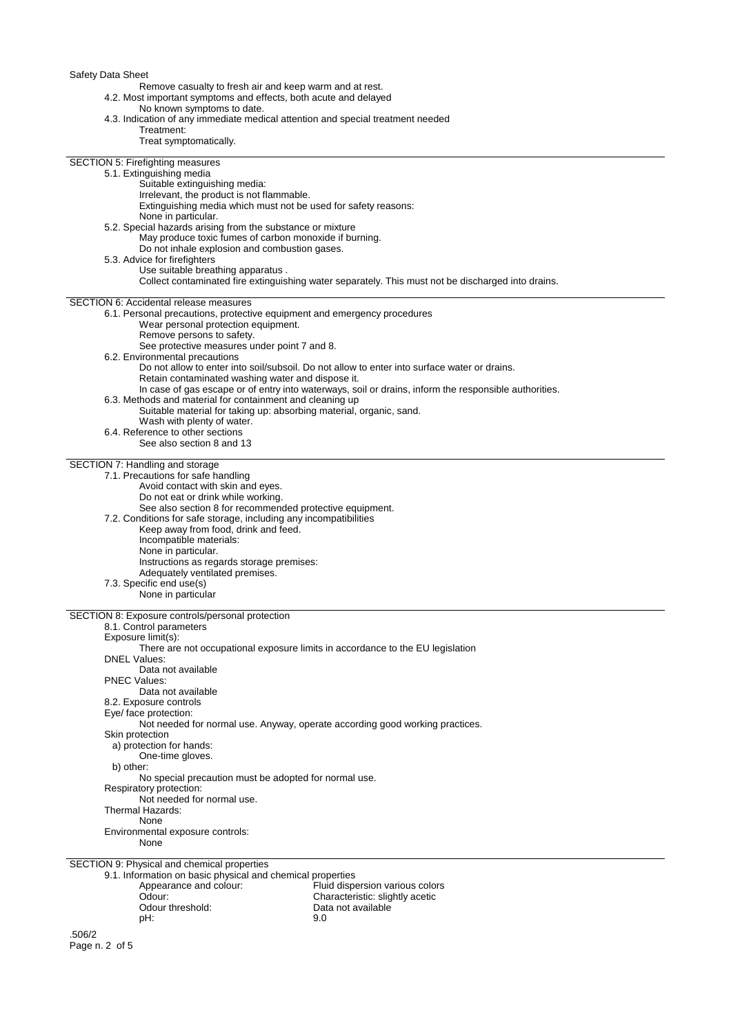Remove casualty to fresh air and keep warm and at rest.

4.2. Most important symptoms and effects, both acute and delayed

No known symptoms to date.

4.3. Indication of any immediate medical attention and special treatment needed

Treatment:

Treat symptomatically.

## SECTION 5: Firefighting measures

5.1. Extinguishing media

Suitable extinguishing media:

Irrelevant, the product is not flammable.

Extinguishing media which must not be used for safety reasons:

None in particular.

5.2. Special hazards arising from the substance or mixture

May produce toxic fumes of carbon monoxide if burning.

Do not inhale explosion and combustion gases.

5.3. Advice for firefighters

Use suitable breathing apparatus .

Collect contaminated fire extinguishing water separately. This must not be discharged into drains.

## SECTION 6: Accidental release measures

6.1. Personal precautions, protective equipment and emergency procedures

Wear personal protection equipment.

Remove persons to safety.

See protective measures under point 7 and 8.

6.2. Environmental precautions

Do not allow to enter into soil/subsoil. Do not allow to enter into surface water or drains.

Retain contaminated washing water and dispose it.

In case of gas escape or of entry into waterways, soil or drains, inform the responsible authorities.

6.3. Methods and material for containment and cleaning up

Suitable material for taking up: absorbing material, organic, sand.

Wash with plenty of water.

6.4. Reference to other sections

See also section 8 and 13

## SECTION 7: Handling and storage

7.1. Precautions for safe handling

Avoid contact with skin and eyes.

Do not eat or drink while working.

See also section 8 for recommended protective equipment.

7.2. Conditions for safe storage, including any incompatibilities

Keep away from food, drink and feed.

Incompatible materials:

None in particular.

Instructions as regards storage premises:

Adequately ventilated premises.

7.3. Specific end use(s)

None in particular

## SECTION 8: Exposure controls/personal protection

8.1. Control parameters

Exposure limit(s):

There are not occupational exposure limits in accordance to the EU legislation

DNEL Values:

Data not available

PNEC Values:

Data not available

8.2. Exposure controls

Eye/ face protection:

Not needed for normal use. Anyway, operate according good working practices.

Skin protection

a) protection for hands:

One-time gloves.

b) other:

No special precaution must be adopted for normal use.

Respiratory protection:

Not needed for normal use.

Thermal Hazards:

None

Environmental exposure controls:

None

## SECTION 9: Physical and chemical properties

9.1. Information on basic physical and chemical properties

| | |
|---|---|
| Appearance and colour: | Fluid dispersion various colors |
| Odour: | Characteristic: slightly acetic |
| Odour threshold: | Data not available |
| pH: | 9.0 |

.506/2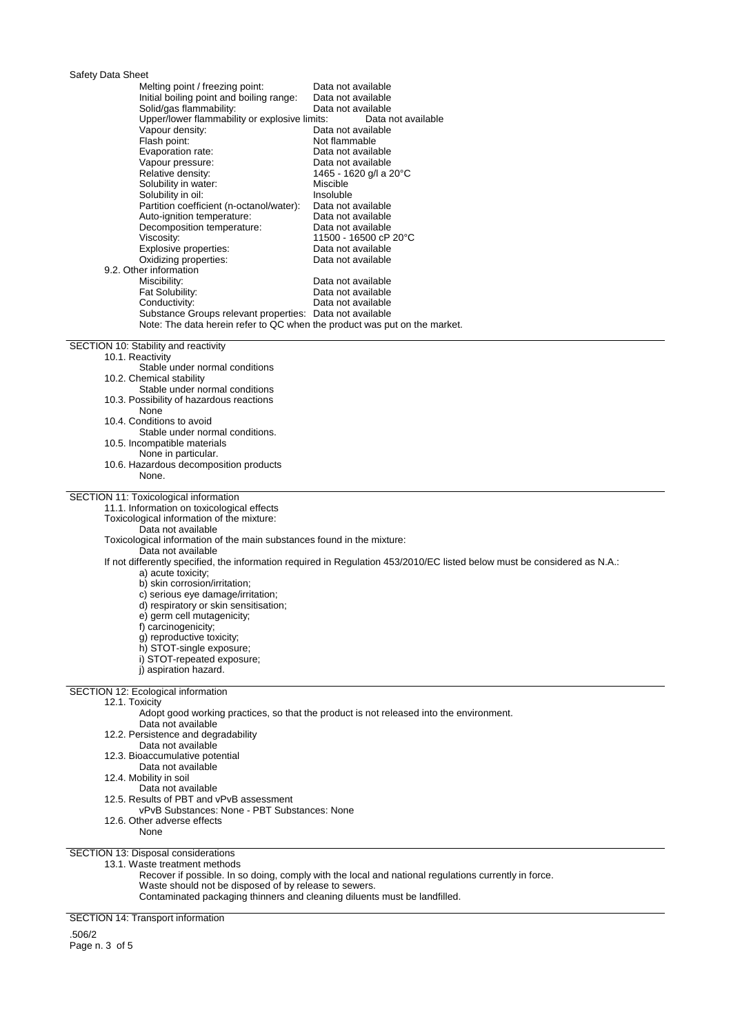| Property | Value |
|---|---|
| Melting point / freezing point: | Data not available |
| Initial boiling point and boiling range: | Data not available |
| Solid/gas flammability: | Data not available |
| Upper/lower flammability or explosive limits: | Data not available |
| Vapour density: | Data not available |
| Flash point: | Not flammable |
| Evaporation rate: | Data not available |
| Vapour pressure: | Data not available |
| Relative density: | 1465 - 1620 g/l a 20°C |
| Solubility in water: | Miscible |
| Solubility in oil: | Insoluble |
| Partition coefficient (n-octanol/water): | Data not available |
| Auto-ignition temperature: | Data not available |
| Decomposition temperature: | Data not available |
| Viscosity: | 11500 - 16500 cP 20°C |
| Explosive properties: | Data not available |
| Oxidizing properties: | Data not available |

9.2. Other information

| Property | Value |
|---|---|
| Miscibility: | Data not available |
| Fat Solubility: | Data not available |
| Conductivity: | Data not available |
| Substance Groups relevant properties: | Data not available |

Note: The data herein refer to QC when the product was put on the market.

## SECTION 10: Stability and reactivity

10.1. Reactivity
Stable under normal conditions

10.2. Chemical stability
Stable under normal conditions

10.3. Possibility of hazardous reactions
None

10.4. Conditions to avoid
Stable under normal conditions.

10.5. Incompatible materials
None in particular.

10.6. Hazardous decomposition products
None.

## SECTION 11: Toxicological information

11.1. Information on toxicological effects

Toxicological information of the mixture:
Data not available

Toxicological information of the main substances found in the mixture:
Data not available

If not differently specified, the information required in Regulation 453/2010/EC listed below must be considered as N.A.:

a) acute toxicity;
b) skin corrosion/irritation;
c) serious eye damage/irritation;
d) respiratory or skin sensitisation;
e) germ cell mutagenicity;
f) carcinogenicity;
g) reproductive toxicity;
h) STOT-single exposure;
i) STOT-repeated exposure;
j) aspiration hazard.

## SECTION 12: Ecological information

12.1. Toxicity
Adopt good working practices, so that the product is not released into the environment.
Data not available

12.2. Persistence and degradability
Data not available

12.3. Bioaccumulative potential
Data not available

12.4. Mobility in soil
Data not available

12.5. Results of PBT and vPvB assessment
vPvB Substances: None - PBT Substances: None

12.6. Other adverse effects
None

## SECTION 13: Disposal considerations

13.1. Waste treatment methods
Recover if possible. In so doing, comply with the local and national regulations currently in force.
Waste should not be disposed of by release to sewers.
Contaminated packaging thinners and cleaning diluents must be landfilled.

## SECTION 14: Transport information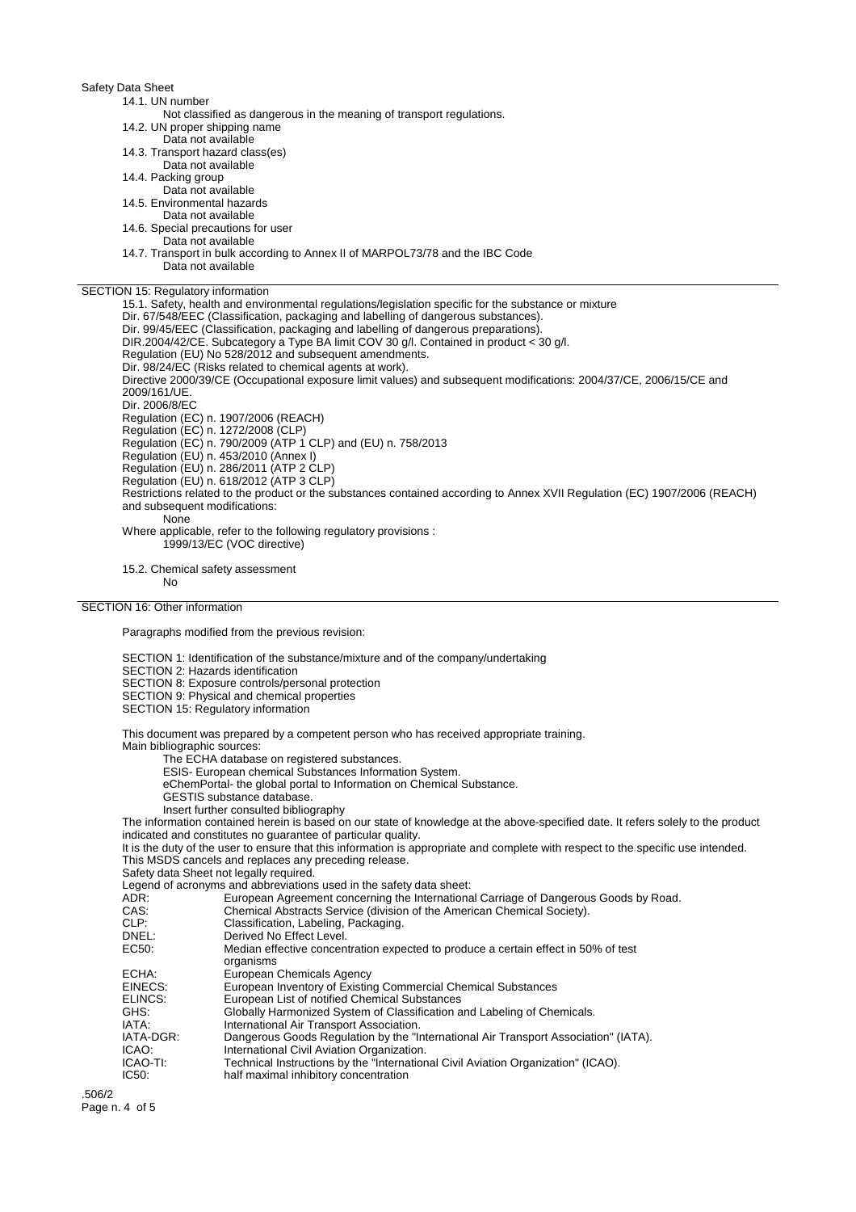14.1. UN number

Not classified as dangerous in the meaning of transport regulations.

14.2. UN proper shipping name

Data not available

14.3. Transport hazard class(es)

Data not available

14.4. Packing group

Data not available

14.5. Environmental hazards

Data not available

14.6. Special precautions for user

Data not available

14.7. Transport in bulk according to Annex II of MARPOL73/78 and the IBC Code

Data not available

## SECTION 15: Regulatory information

15.1. Safety, health and environmental regulations/legislation specific for the substance or mixture

Dir. 67/548/EEC (Classification, packaging and labelling of dangerous substances).
Dir. 99/45/EEC (Classification, packaging and labelling of dangerous preparations).
DIR.2004/42/CE. Subcategory a Type BA limit COV 30 g/l. Contained in product < 30 g/l.
Regulation (EU) No 528/2012 and subsequent amendments.
Dir. 98/24/EC (Risks related to chemical agents at work).
Directive 2000/39/CE (Occupational exposure limit values) and subsequent modifications: 2004/37/CE, 2006/15/CE and 2009/161/UE.
Dir. 2006/8/EC
Regulation (EC) n. 1907/2006 (REACH)
Regulation (EC) n. 1272/2008 (CLP)
Regulation (EC) n. 790/2009 (ATP 1 CLP) and (EU) n. 758/2013
Regulation (EU) n. 453/2010 (Annex I)
Regulation (EU) n. 286/2011 (ATP 2 CLP)
Regulation (EU) n. 618/2012 (ATP 3 CLP)
Restrictions related to the product or the substances contained according to Annex XVII Regulation (EC) 1907/2006 (REACH) and subsequent modifications:

None

Where applicable, refer to the following regulatory provisions :

1999/13/EC (VOC directive)

15.2. Chemical safety assessment

No

## SECTION 16: Other information

Paragraphs modified from the previous revision:

SECTION 1: Identification of the substance/mixture and of the company/undertaking
SECTION 2: Hazards identification
SECTION 8: Exposure controls/personal protection
SECTION 9: Physical and chemical properties
SECTION 15: Regulatory information

This document was prepared by a competent person who has received appropriate training.
Main bibliographic sources:

The ECHA database on registered substances.
ESIS- European chemical Substances Information System.
eChemPortal- the global portal to Information on Chemical Substance.
GESTIS substance database.
Insert further consulted bibliography

The information contained herein is based on our state of knowledge at the above-specified date. It refers solely to the product indicated and constitutes no guarantee of particular quality.
It is the duty of the user to ensure that this information is appropriate and complete with respect to the specific use intended.
This MSDS cancels and replaces any preceding release.
Safety data Sheet not legally required.
Legend of acronyms and abbreviations used in the safety data sheet:

| | |
|---|---|
| ADR: | European Agreement concerning the International Carriage of Dangerous Goods by Road. |
| CAS: | Chemical Abstracts Service (division of the American Chemical Society). |
| CLP: | Classification, Labeling, Packaging. |
| DNEL: | Derived No Effect Level. |
| EC50: | Median effective concentration expected to produce a certain effect in 50% of test organisms |
| ECHA: | European Chemicals Agency |
| EINECS: | European Inventory of Existing Commercial Chemical Substances |
| ELINCS: | European List of notified Chemical Substances |
| GHS: | Globally Harmonized System of Classification and Labeling of Chemicals. |
| IATA: | International Air Transport Association. |
| IATA-DGR: | Dangerous Goods Regulation by the "International Air Transport Association" (IATA). |
| ICAO: | International Civil Aviation Organization. |
| ICAO-TI: | Technical Instructions by the "International Civil Aviation Organization" (ICAO). |
| IC50: | half maximal inhibitory concentration |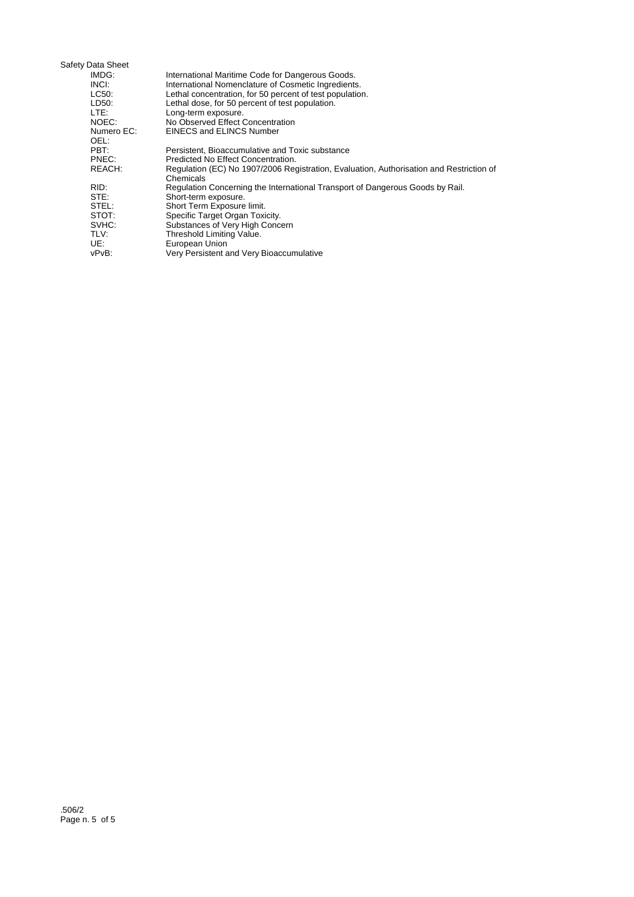| | |
|---|---|
| IMDG: | International Maritime Code for Dangerous Goods. |
| INCI: | International Nomenclature of Cosmetic Ingredients. |
| LC50: | Lethal concentration, for 50 percent of test population. |
| LD50: | Lethal dose, for 50 percent of test population. |
| LTE: | Long-term exposure. |
| NOEC: | No Observed Effect Concentration |
| Numero EC: | EINECS and ELINCS Number |
| OEL: | |
| PBT: | Persistent, Bioaccumulative and Toxic substance |
| PNEC: | Predicted No Effect Concentration. |
| REACH: | Regulation (EC) No 1907/2006 Registration, Evaluation, Authorisation and Restriction of Chemicals |
| RID: | Regulation Concerning the International Transport of Dangerous Goods by Rail. |
| STE: | Short-term exposure. |
| STEL: | Short Term Exposure limit. |
| STOT: | Specific Target Organ Toxicity. |
| SVHC: | Substances of Very High Concern |
| TLV: | Threshold Limiting Value. |
| UE: | European Union |
| vPvB: | Very Persistent and Very Bioaccumulative |